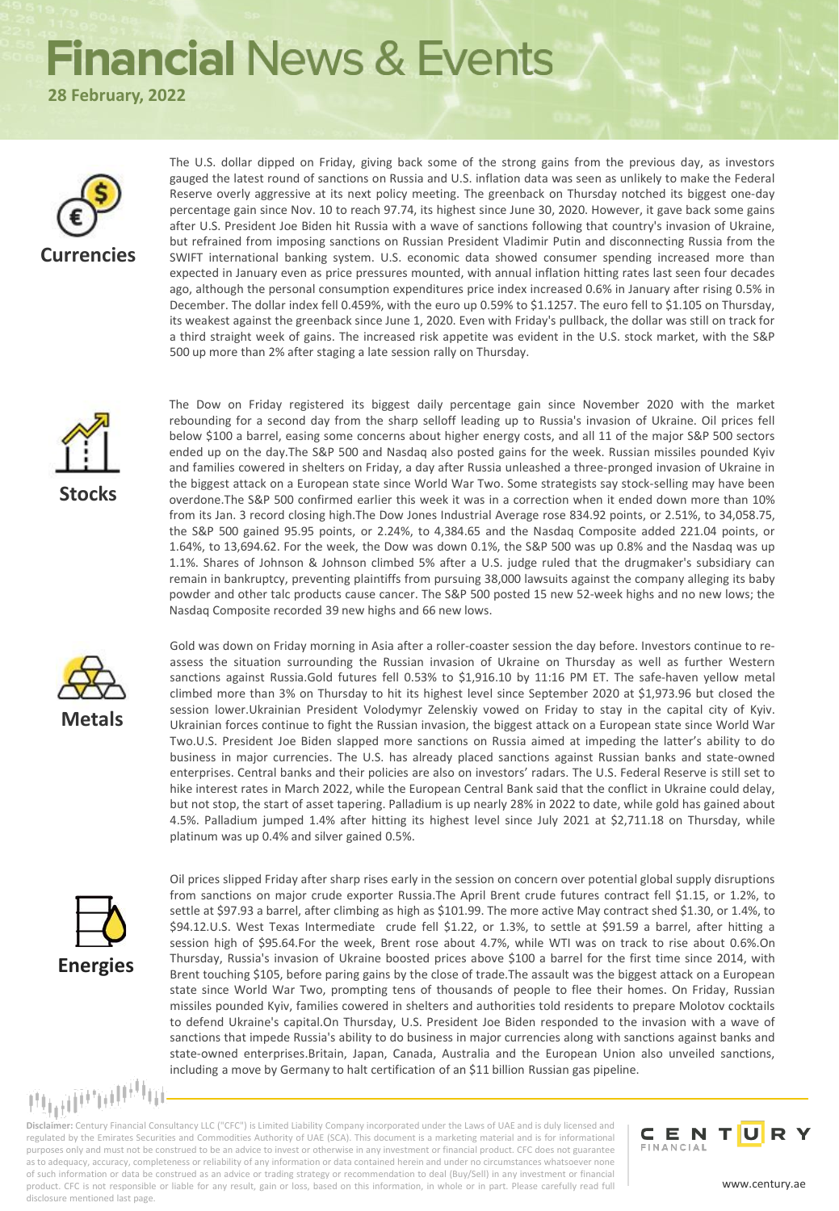# Financial News & Events

**28 February, 2022**

## Currencies

The U.S. dollar dipped on Friday, giving back some of the strong gains from the previous day, as investors gauged the latest round of sanctions on Russia and U.S. inflation data was seen as unlikely to make the Federal Reserve overly aggressive at its next policy meeting. The greenback on Thursday notched its biggest one-day percentage gain since Nov. 10 to reach 97.74, its highest since June 30, 2020. However, it gave back some gains after U.S. President Joe Biden hit Russia with a wave of sanctions following that country's invasion of Ukraine, but refrained from imposing sanctions on Russian President Vladimir Putin and disconnecting Russia from the SWIFT international banking system. U.S. economic data showed consumer spending increased more than expected in January even as price pressures mounted, with annual inflation hitting rates last seen four decades ago, although the personal consumption expenditures price index increased 0.6% in January after rising 0.5% in December. The dollar index fell 0.459%, with the euro up 0.59% to $1.1257. The euro fell to $1.105 on Thursday, its weakest against the greenback since June 1, 2020. Even with Friday's pullback, the dollar was still on track for a third straight week of gains. The increased risk appetite was evident in the U.S. stock market, with the S&P 500 up more than 2% after staging a late session rally on Thursday.

## Stocks

The Dow on Friday registered its biggest daily percentage gain since November 2020 with the market rebounding for a second day from the sharp selloff leading up to Russia's invasion of Ukraine. Oil prices fell below $100 a barrel, easing some concerns about higher energy costs, and all 11 of the major S&P 500 sectors ended up on the day.The S&P 500 and Nasdaq also posted gains for the week. Russian missiles pounded Kyiv and families cowered in shelters on Friday, a day after Russia unleashed a three-pronged invasion of Ukraine in the biggest attack on a European state since World War Two. Some strategists say stock-selling may have been overdone.The S&P 500 confirmed earlier this week it was in a correction when it ended down more than 10% from its Jan. 3 record closing high.The Dow Jones Industrial Average rose 834.92 points, or 2.51%, to 34,058.75, the S&P 500 gained 95.95 points, or 2.24%, to 4,384.65 and the Nasdaq Composite added 221.04 points, or 1.64%, to 13,694.62. For the week, the Dow was down 0.1%, the S&P 500 was up 0.8% and the Nasdaq was up 1.1%. Shares of Johnson & Johnson climbed 5% after a U.S. judge ruled that the drugmaker's subsidiary can remain in bankruptcy, preventing plaintiffs from pursuing 38,000 lawsuits against the company alleging its baby powder and other talc products cause cancer. The S&P 500 posted 15 new 52-week highs and no new lows; the Nasdaq Composite recorded 39 new highs and 66 new lows.

## Metals

Gold was down on Friday morning in Asia after a roller-coaster session the day before. Investors continue to re-assess the situation surrounding the Russian invasion of Ukraine on Thursday as well as further Western sanctions against Russia.Gold futures fell 0.53% to $1,916.10 by 11:16 PM ET. The safe-haven yellow metal climbed more than 3% on Thursday to hit its highest level since September 2020 at $1,973.96 but closed the session lower.Ukrainian President Volodymyr Zelenskiy vowed on Friday to stay in the capital city of Kyiv. Ukrainian forces continue to fight the Russian invasion, the biggest attack on a European state since World War Two.U.S. President Joe Biden slapped more sanctions on Russia aimed at impeding the latter's ability to do business in major currencies. The U.S. has already placed sanctions against Russian banks and state-owned enterprises. Central banks and their policies are also on investors' radars. The U.S. Federal Reserve is still set to hike interest rates in March 2022, while the European Central Bank said that the conflict in Ukraine could delay, but not stop, the start of asset tapering. Palladium is up nearly 28% in 2022 to date, while gold has gained about 4.5%. Palladium jumped 1.4% after hitting its highest level since July 2021 at $2,711.18 on Thursday, while platinum was up 0.4% and silver gained 0.5%.

## Energies

Oil prices slipped Friday after sharp rises early in the session on concern over potential global supply disruptions from sanctions on major crude exporter Russia.The April Brent crude futures contract fell $1.15, or 1.2%, to settle at $97.93 a barrel, after climbing as high as $101.99. The more active May contract shed $1.30, or 1.4%, to $94.12.U.S. West Texas Intermediate crude fell $1.22, or 1.3%, to settle at $91.59 a barrel, after hitting a session high of $95.64.For the week, Brent rose about 4.7%, while WTI was on track to rise about 0.6%.On Thursday, Russia's invasion of Ukraine boosted prices above $100 a barrel for the first time since 2014, with Brent touching $105, before paring gains by the close of trade.The assault was the biggest attack on a European state since World War Two, prompting tens of thousands of people to flee their homes. On Friday, Russian missiles pounded Kyiv, families cowered in shelters and authorities told residents to prepare Molotov cocktails to defend Ukraine's capital.On Thursday, U.S. President Joe Biden responded to the invasion with a wave of sanctions that impede Russia's ability to do business in major currencies along with sanctions against banks and state-owned enterprises.Britain, Japan, Canada, Australia and the European Union also unveiled sanctions, including a move by Germany to halt certification of an $11 billion Russian gas pipeline.

**Disclaimer:** Century Financial Consultancy LLC ("CFC") is Limited Liability Company incorporated under the Laws of UAE and is duly licensed and regulated by the Emirates Securities and Commodities Authority of UAE (SCA). This document is a marketing material and is for informational purposes only and must not be construed to be an advice to invest or otherwise in any investment or financial product. CFC does not guarantee as to adequacy, accuracy, completeness or reliability of any information or data contained herein and under no circumstances whatsoever none of such information or data be construed as an advice or trading strategy or recommendation to deal (Buy/Sell) in any investment or financial product. CFC is not responsible or liable for any result, gain or loss, based on this information, in whole or in part. Please carefully read full disclosure mentioned last page.

CENTURY FINANCIAL

www.century.ae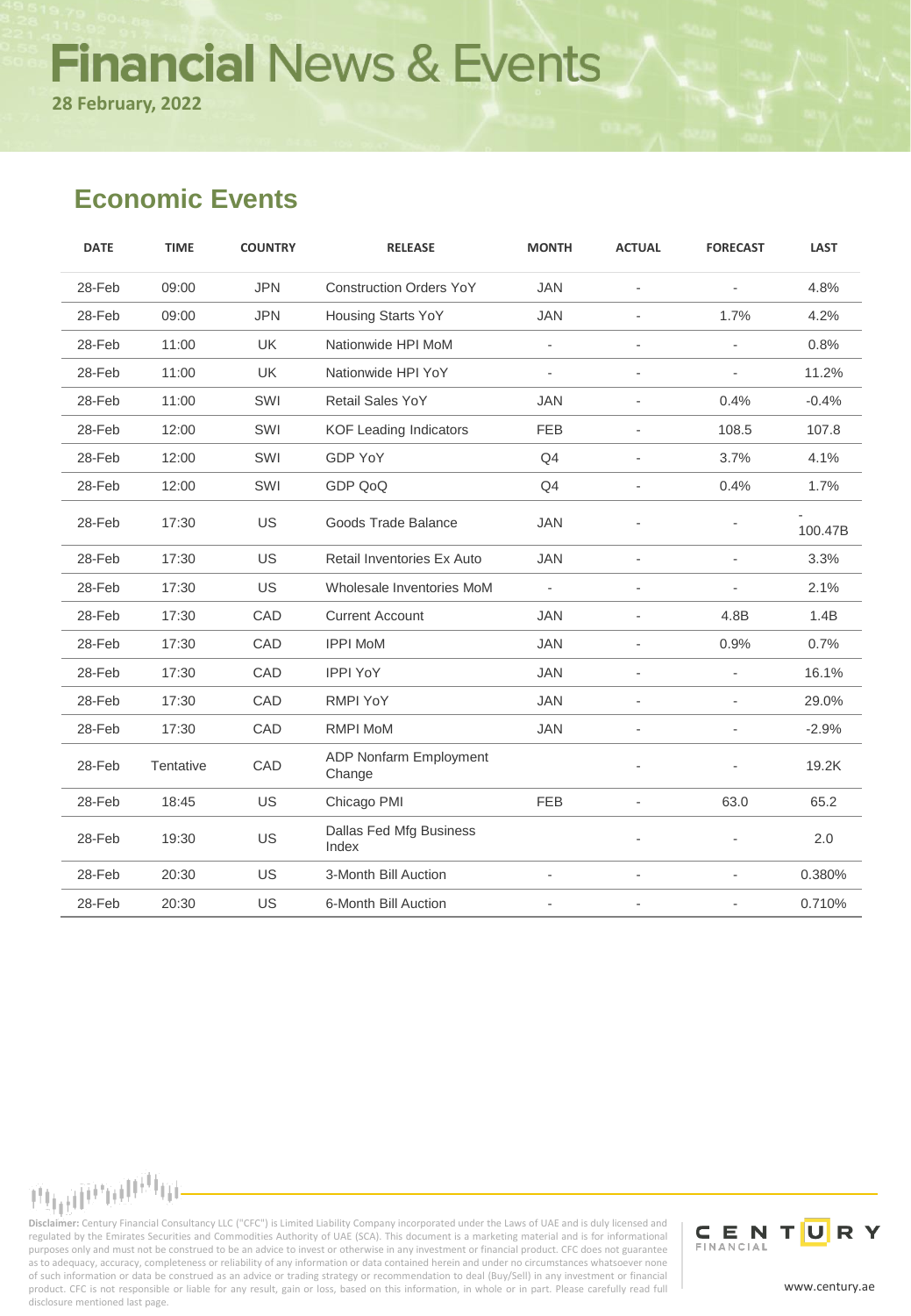# Financial News & Events

**28 February, 2022**

## Economic Events

| DATE | TIME | COUNTRY | RELEASE | MONTH | ACTUAL | FORECAST | LAST |
|---|---|---|---|---|---|---|---|
| 28-Feb | 09:00 | JPN | Construction Orders YoY | JAN | - | - | 4.8% |
| 28-Feb | 09:00 | JPN | Housing Starts YoY | JAN | - | 1.7% | 4.2% |
| 28-Feb | 11:00 | UK | Nationwide HPI MoM | - | - | - | 0.8% |
| 28-Feb | 11:00 | UK | Nationwide HPI YoY | - | - | - | 11.2% |
| 28-Feb | 11:00 | SWI | Retail Sales YoY | JAN | - | 0.4% | -0.4% |
| 28-Feb | 12:00 | SWI | KOF Leading Indicators | FEB | - | 108.5 | 107.8 |
| 28-Feb | 12:00 | SWI | GDP YoY | Q4 | - | 3.7% | 4.1% |
| 28-Feb | 12:00 | SWI | GDP QoQ | Q4 | - | 0.4% | 1.7% |
| 28-Feb | 17:30 | US | Goods Trade Balance | JAN | - | - | -100.47B |
| 28-Feb | 17:30 | US | Retail Inventories Ex Auto | JAN | - | - | 3.3% |
| 28-Feb | 17:30 | US | Wholesale Inventories MoM | - | - | - | 2.1% |
| 28-Feb | 17:30 | CAD | Current Account | JAN | - | 4.8B | 1.4B |
| 28-Feb | 17:30 | CAD | IPPI MoM | JAN | - | 0.9% | 0.7% |
| 28-Feb | 17:30 | CAD | IPPI YoY | JAN | - | - | 16.1% |
| 28-Feb | 17:30 | CAD | RMPI YoY | JAN | - | - | 29.0% |
| 28-Feb | 17:30 | CAD | RMPI MoM | JAN | - | - | -2.9% |
| 28-Feb | Tentative | CAD | ADP Nonfarm Employment Change | | - | - | 19.2K |
| 28-Feb | 18:45 | US | Chicago PMI | FEB | - | 63.0 | 65.2 |
| 28-Feb | 19:30 | US | Dallas Fed Mfg Business Index | | - | - | 2.0 |
| 28-Feb | 20:30 | US | 3-Month Bill Auction | - | - | - | 0.380% |
| 28-Feb | 20:30 | US | 6-Month Bill Auction | - | - | - | 0.710% |

**Disclaimer:** Century Financial Consultancy LLC ("CFC") is Limited Liability Company incorporated under the Laws of UAE and is duly licensed and regulated by the Emirates Securities and Commodities Authority of UAE (SCA). This document is a marketing material and is for informational purposes only and must not be construed to be an advice to invest or otherwise in any investment or financial product. CFC does not guarantee as to adequacy, accuracy, completeness or reliability of any information or data contained herein and under no circumstances whatsoever none of such information or data be construed as an advice or trading strategy or recommendation to deal (Buy/Sell) in any investment or financial product. CFC is not responsible or liable for any result, gain or loss, based on this information, in whole or in part. Please carefully read full disclosure mentioned last page.

CENTURY FINANCIAL

www.century.ae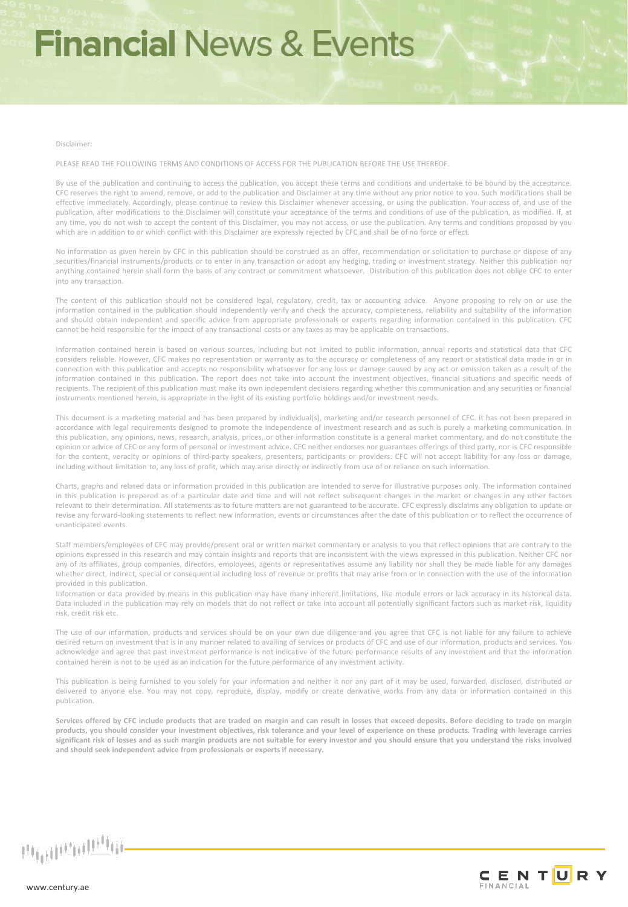# **Financial** News & Events

Disclaimer:

PLEASE READ THE FOLLOWING TERMS AND CONDITIONS OF ACCESS FOR THE PUBLICATION BEFORE THE USE THEREOF.

By use of the publication and continuing to access the publication, you accept these terms and conditions and undertake to be bound by the acceptance. CFC reserves the right to amend, remove, or add to the publication and Disclaimer at any time without any prior notice to you. Such modifications shall be effective immediately. Accordingly, please continue to review this Disclaimer whenever accessing, or using the publication. Your access of, and use of the publication, after modifications to the Disclaimer will constitute your acceptance of the terms and conditions of use of the publication, as modified. If, at any time, you do not wish to accept the content of this Disclaimer, you may not access, or use the publication. Any terms and conditions proposed by you which are in addition to or which conflict with this Disclaimer are expressly rejected by CFC and shall be of no force or effect.

No information as given herein by CFC in this publication should be construed as an offer, recommendation or solicitation to purchase or dispose of any securities/financial instruments/products or to enter in any transaction or adopt any hedging, trading or investment strategy. Neither this publication nor anything contained herein shall form the basis of any contract or commitment whatsoever. Distribution of this publication does not oblige CFC to enter into any transaction.

The content of this publication should not be considered legal, regulatory, credit, tax or accounting advice. Anyone proposing to rely on or use the information contained in the publication should independently verify and check the accuracy, completeness, reliability and suitability of the information and should obtain independent and specific advice from appropriate professionals or experts regarding information contained in this publication. CFC cannot be held responsible for the impact of any transactional costs or any taxes as may be applicable on transactions.

Information contained herein is based on various sources, including but not limited to public information, annual reports and statistical data that CFC considers reliable. However, CFC makes no representation or warranty as to the accuracy or completeness of any report or statistical data made in or in connection with this publication and accepts no responsibility whatsoever for any loss or damage caused by any act or omission taken as a result of the information contained in this publication. The report does not take into account the investment objectives, financial situations and specific needs of recipients. The recipient of this publication must make its own independent decisions regarding whether this communication and any securities or financial instruments mentioned herein, is appropriate in the light of its existing portfolio holdings and/or investment needs.

This document is a marketing material and has been prepared by individual(s), marketing and/or research personnel of CFC. It has not been prepared in accordance with legal requirements designed to promote the independence of investment research and as such is purely a marketing communication. In this publication, any opinions, news, research, analysis, prices, or other information constitute is a general market commentary, and do not constitute the opinion or advice of CFC or any form of personal or investment advice. CFC neither endorses nor guarantees offerings of third party, nor is CFC responsible for the content, veracity or opinions of third-party speakers, presenters, participants or providers. CFC will not accept liability for any loss or damage, including without limitation to, any loss of profit, which may arise directly or indirectly from use of or reliance on such information.

Charts, graphs and related data or information provided in this publication are intended to serve for illustrative purposes only. The information contained in this publication is prepared as of a particular date and time and will not reflect subsequent changes in the market or changes in any other factors relevant to their determination. All statements as to future matters are not guaranteed to be accurate. CFC expressly disclaims any obligation to update or revise any forward-looking statements to reflect new information, events or circumstances after the date of this publication or to reflect the occurrence of unanticipated events.

Staff members/employees of CFC may provide/present oral or written market commentary or analysis to you that reflect opinions that are contrary to the opinions expressed in this research and may contain insights and reports that are inconsistent with the views expressed in this publication. Neither CFC nor any of its affiliates, group companies, directors, employees, agents or representatives assume any liability nor shall they be made liable for any damages whether direct, indirect, special or consequential including loss of revenue or profits that may arise from or in connection with the use of the information provided in this publication.

Information or data provided by means in this publication may have many inherent limitations, like module errors or lack accuracy in its historical data. Data included in the publication may rely on models that do not reflect or take into account all potentially significant factors such as market risk, liquidity risk, credit risk etc.

The use of our information, products and services should be on your own due diligence and you agree that CFC is not liable for any failure to achieve desired return on investment that is in any manner related to availing of services or products of CFC and use of our information, products and services. You acknowledge and agree that past investment performance is not indicative of the future performance results of any investment and that the information contained herein is not to be used as an indication for the future performance of any investment activity.

This publication is being furnished to you solely for your information and neither it nor any part of it may be used, forwarded, disclosed, distributed or delivered to anyone else. You may not copy, reproduce, display, modify or create derivative works from any data or information contained in this publication.

**Services offered by CFC include products that are traded on margin and can result in losses that exceed deposits. Before deciding to trade on margin products, you should consider your investment objectives, risk tolerance and your level of experience on these products. Trading with leverage carries significant risk of losses and as such margin products are not suitable for every investor and you should ensure that you understand the risks involved and should seek independent advice from professionals or experts if necessary.**

www.century.ae

CENTURY FINANCIAL